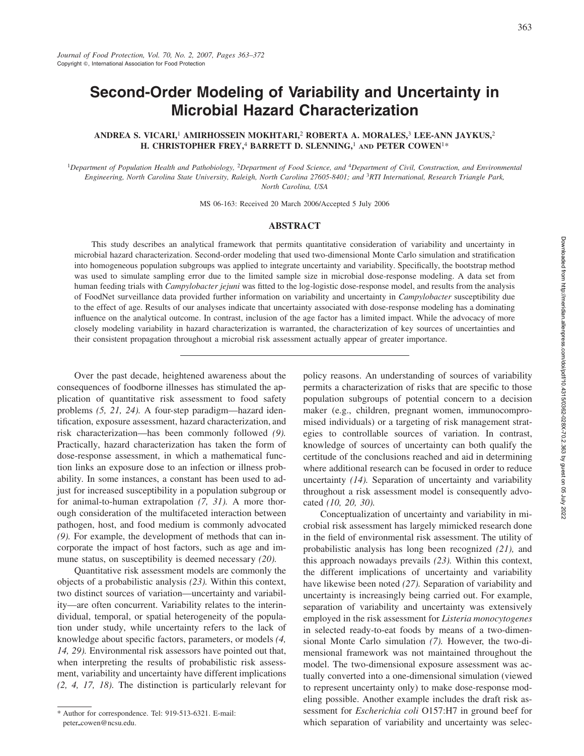# Second-Order Modeling of Variability and Uncertainty in Microbial Hazard Characterization

ANDREA S. VICARI,[1] AMIRHOSSEIN MOKHTARI,[2] ROBERTA A. MORALES,[3] LEE-ANN JAYKUS,[2] H. CHRISTOPHER FREY,[4] BARRETT D. SLENNING,[1] AND PETER COWEN[1]*

[1]Department of Population Health and Pathobiology, [2]Department of Food Science, and [4]Department of Civil, Construction, and Environmental Engineering, North Carolina State University, Raleigh, North Carolina 27605-8401; and [3]RTI International, Research Triangle Park, North Carolina, USA

MS 06-163: Received 20 March 2006/Accepted 5 July 2006

## ABSTRACT

This study describes an analytical framework that permits quantitative consideration of variability and uncertainty in microbial hazard characterization. Second-order modeling that used two-dimensional Monte Carlo simulation and stratification into homogeneous population subgroups was applied to integrate uncertainty and variability. Specifically, the bootstrap method was used to simulate sampling error due to the limited sample size in microbial dose-response modeling. A data set from human feeding trials with *Campylobacter jejuni* was fitted to the log-logistic dose-response model, and results from the analysis of FoodNet surveillance data provided further information on variability and uncertainty in *Campylobacter* susceptibility due to the effect of age. Results of our analyses indicate that uncertainty associated with dose-response modeling has a dominating influence on the analytical outcome. In contrast, inclusion of the age factor has a limited impact. While the advocacy of more closely modeling variability in hazard characterization is warranted, the characterization of key sources of uncertainties and their consistent propagation throughout a microbial risk assessment actually appear of greater importance.

Over the past decade, heightened awareness about the consequences of foodborne illnesses has stimulated the application of quantitative risk assessment to food safety problems *(5, 21, 24).* A four-step paradigm—hazard identification, exposure assessment, hazard characterization, and risk characterization—has been commonly followed *(9).* Practically, hazard characterization has taken the form of dose-response assessment, in which a mathematical function links an exposure dose to an infection or illness probability. In some instances, a constant has been used to adjust for increased susceptibility in a population subgroup or for animal-to-human extrapolation *(7, 31).* A more thorough consideration of the multifaceted interaction between pathogen, host, and food medium is commonly advocated *(9).* For example, the development of methods that can incorporate the impact of host factors, such as age and immune status, on susceptibility is deemed necessary *(20).*

Quantitative risk assessment models are commonly the objects of a probabilistic analysis *(23).* Within this context, two distinct sources of variation—uncertainty and variability—are often concurrent. Variability relates to the interindividual, temporal, or spatial heterogeneity of the population under study, while uncertainty refers to the lack of knowledge about specific factors, parameters, or models *(4, 14, 29).* Environmental risk assessors have pointed out that, when interpreting the results of probabilistic risk assessment, variability and uncertainty have different implications *(2, 4, 17, 18).* The distinction is particularly relevant for policy reasons. An understanding of sources of variability permits a characterization of risks that are specific to those population subgroups of potential concern to a decision maker (e.g., children, pregnant women, immunocompromised individuals) or a targeting of risk management strategies to controllable sources of variation. In contrast, knowledge of sources of uncertainty can both qualify the certitude of the conclusions reached and aid in determining where additional research can be focused in order to reduce uncertainty *(14).* Separation of uncertainty and variability throughout a risk assessment model is consequently advocated *(10, 20, 30).*

Conceptualization of uncertainty and variability in microbial risk assessment has largely mimicked research done in the field of environmental risk assessment. The utility of probabilistic analysis has long been recognized *(21),* and this approach nowadays prevails *(23).* Within this context, the different implications of uncertainty and variability have likewise been noted *(27).* Separation of variability and uncertainty is increasingly being carried out. For example, separation of variability and uncertainty was extensively employed in the risk assessment for *Listeria monocytogenes* in selected ready-to-eat foods by means of a two-dimensional Monte Carlo simulation *(7).* However, the two-dimensional framework was not maintained throughout the model. The two-dimensional exposure assessment was actually converted into a one-dimensional simulation (viewed to represent uncertainty only) to make dose-response modeling possible. Another example includes the draft risk assessment for *Escherichia coli* O157:H7 in ground beef for which separation of variability and uncertainty was selec-

* Author for correspondence. Tel: 919-513-6321. E-mail: peter_cowen@ncsu.edu.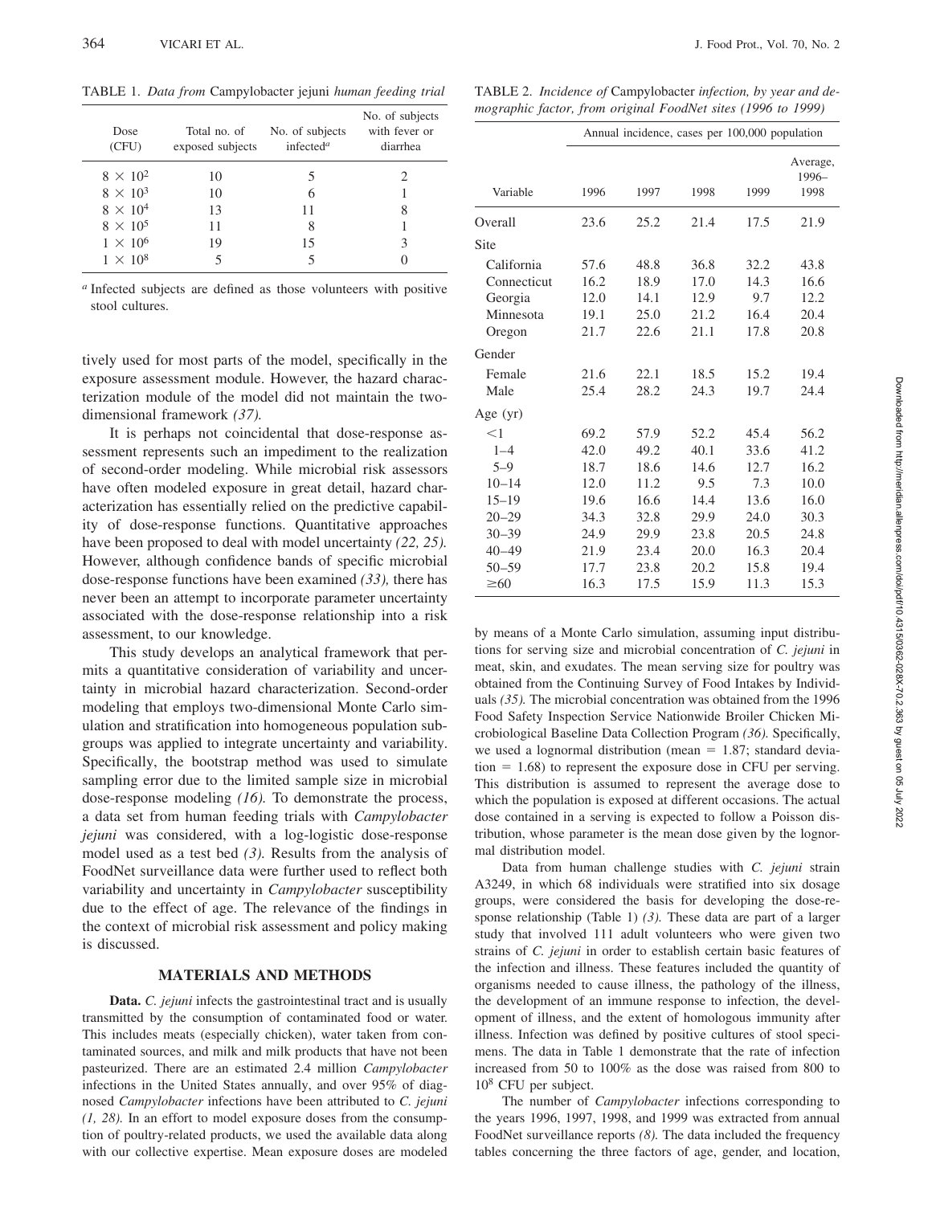TABLE 1. *Data from* Campylobacter jejuni *human feeding trial*

| Dose (CFU) | Total no. of exposed subjects | No. of subjects infected[a] | No. of subjects with fever or diarrhea |
|---|---|---|---|
| $8 \times 10^2$ | 10 | 5 | 2 |
| $8 \times 10^3$ | 10 | 6 | 1 |
| $8 \times 10^4$ | 13 | 11 | 8 |
| $8 \times 10^5$ | 11 | 8 | 1 |
| $1 \times 10^6$ | 19 | 15 | 3 |
| $1 \times 10^8$ | 5 | 5 | 0 |

[a] Infected subjects are defined as those volunteers with positive stool cultures.

tively used for most parts of the model, specifically in the exposure assessment module. However, the hazard characterization module of the model did not maintain the two-dimensional framework *(37).*

It is perhaps not coincidental that dose-response assessment represents such an impediment to the realization of second-order modeling. While microbial risk assessors have often modeled exposure in great detail, hazard characterization has essentially relied on the predictive capability of dose-response functions. Quantitative approaches have been proposed to deal with model uncertainty *(22, 25).* However, although confidence bands of specific microbial dose-response functions have been examined *(33),* there has never been an attempt to incorporate parameter uncertainty associated with the dose-response relationship into a risk assessment, to our knowledge.

This study develops an analytical framework that permits a quantitative consideration of variability and uncertainty in microbial hazard characterization. Second-order modeling that employs two-dimensional Monte Carlo simulation and stratification into homogeneous population subgroups was applied to integrate uncertainty and variability. Specifically, the bootstrap method was used to simulate sampling error due to the limited sample size in microbial dose-response modeling *(16).* To demonstrate the process, a data set from human feeding trials with *Campylobacter jejuni* was considered, with a log-logistic dose-response model used as a test bed *(3).* Results from the analysis of FoodNet surveillance data were further used to reflect both variability and uncertainty in *Campylobacter* susceptibility due to the effect of age. The relevance of the findings in the context of microbial risk assessment and policy making is discussed.

## MATERIALS AND METHODS

**Data.** *C. jejuni* infects the gastrointestinal tract and is usually transmitted by the consumption of contaminated food or water. This includes meats (especially chicken), water taken from contaminated sources, and milk and milk products that have not been pasteurized. There are an estimated 2.4 million *Campylobacter* infections in the United States annually, and over 95% of diagnosed *Campylobacter* infections have been attributed to *C. jejuni (1, 28).* In an effort to model exposure doses from the consumption of poultry-related products, we used the available data along with our collective expertise. Mean exposure doses are modeled by means of a Monte Carlo simulation, assuming input distributions for serving size and microbial concentration of *C. jejuni* in meat, skin, and exudates. The mean serving size for poultry was obtained from the Continuing Survey of Food Intakes by Individuals *(35).* The microbial concentration was obtained from the 1996 Food Safety Inspection Service Nationwide Broiler Chicken Microbiological Baseline Data Collection Program *(36).* Specifically, we used a lognormal distribution (mean = 1.87; standard deviation = 1.68) to represent the exposure dose in CFU per serving. This distribution is assumed to represent the average dose to which the population is exposed at different occasions. The actual dose contained in a serving is expected to follow a Poisson distribution, whose parameter is the mean dose given by the lognormal distribution model.

TABLE 2. *Incidence of* Campylobacter *infection, by year and demographic factor, from original FoodNet sites (1996 to 1999)*

| | Annual incidence, cases per 100,000 population | | | | |
|---|---|---|---|---|---|
| Variable | 1996 | 1997 | 1998 | 1999 | Average, 1996–1998 |
| Overall | 23.6 | 25.2 | 21.4 | 17.5 | 21.9 |
| Site | | | | | |
| California | 57.6 | 48.8 | 36.8 | 32.2 | 43.8 |
| Connecticut | 16.2 | 18.9 | 17.0 | 14.3 | 16.6 |
| Georgia | 12.0 | 14.1 | 12.9 | 9.7 | 12.2 |
| Minnesota | 19.1 | 25.0 | 21.2 | 16.4 | 20.4 |
| Oregon | 21.7 | 22.6 | 21.1 | 17.8 | 20.8 |
| Gender | | | | | |
| Female | 21.6 | 22.1 | 18.5 | 15.2 | 19.4 |
| Male | 25.4 | 28.2 | 24.3 | 19.7 | 24.4 |
| Age (yr) | | | | | |
| <1 | 69.2 | 57.9 | 52.2 | 45.4 | 56.2 |
| 1–4 | 42.0 | 49.2 | 40.1 | 33.6 | 41.2 |
| 5–9 | 18.7 | 18.6 | 14.6 | 12.7 | 16.2 |
| 10–14 | 12.0 | 11.2 | 9.5 | 7.3 | 10.0 |
| 15–19 | 19.6 | 16.6 | 14.4 | 13.6 | 16.0 |
| 20–29 | 34.3 | 32.8 | 29.9 | 24.0 | 30.3 |
| 30–39 | 24.9 | 29.9 | 23.8 | 20.5 | 24.8 |
| 40–49 | 21.9 | 23.4 | 20.0 | 16.3 | 20.4 |
| 50–59 | 17.7 | 23.8 | 20.2 | 15.8 | 19.4 |
| ≥60 | 16.3 | 17.5 | 15.9 | 11.3 | 15.3 |

Data from human challenge studies with *C. jejuni* strain A3249, in which 68 individuals were stratified into six dosage groups, were considered the basis for developing the dose-response relationship (Table 1) *(3).* These data are part of a larger study that involved 111 adult volunteers who were given two strains of *C. jejuni* in order to establish certain basic features of the infection and illness. These features included the quantity of organisms needed to cause illness, the pathology of the illness, the development of an immune response to infection, the development of illness, and the extent of homologous immunity after illness. Infection was defined by positive cultures of stool specimens. The data in Table 1 demonstrate that the rate of infection increased from 50 to 100% as the dose was raised from 800 to $10^8$ CFU per subject.

The number of *Campylobacter* infections corresponding to the years 1996, 1997, 1998, and 1999 was extracted from annual FoodNet surveillance reports *(8).* The data included the frequency tables concerning the three factors of age, gender, and location,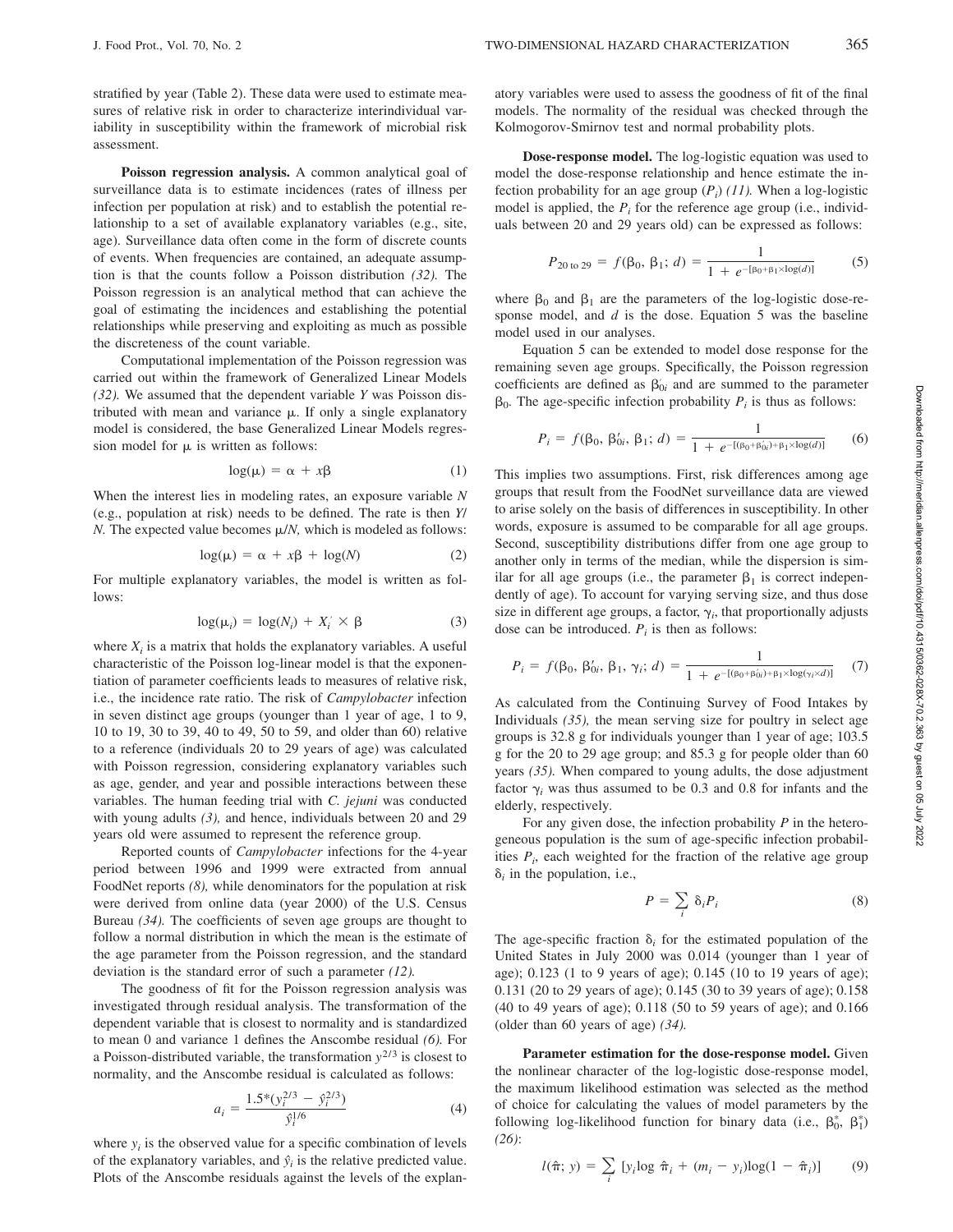stratified by year (Table 2). These data were used to estimate measures of relative risk in order to characterize interindividual variability in susceptibility within the framework of microbial risk assessment.

**Poisson regression analysis.** A common analytical goal of surveillance data is to estimate incidences (rates of illness per infection per population at risk) and to establish the potential relationship to a set of available explanatory variables (e.g., site, age). Surveillance data often come in the form of discrete counts of events. When frequencies are contained, an adequate assumption is that the counts follow a Poisson distribution *(32)*. The Poisson regression is an analytical method that can achieve the goal of estimating the incidences and establishing the potential relationships while preserving and exploiting as much as possible the discreteness of the count variable.

Computational implementation of the Poisson regression was carried out within the framework of Generalized Linear Models *(32)*. We assumed that the dependent variable $Y$ was Poisson distributed with mean and variance $\mu$. If only a single explanatory model is considered, the base Generalized Linear Models regression model for $\mu$ is written as follows:

$$\log(\mu) = \alpha + x\beta \tag{1}$$

When the interest lies in modeling rates, an exposure variable $N$ (e.g., population at risk) needs to be defined. The rate is then $Y/N$. The expected value becomes $\mu/N$, which is modeled as follows:

$$\log(\mu) = \alpha + x\beta + \log(N) \tag{2}$$

For multiple explanatory variables, the model is written as follows:

$$\log(\mu_i) = \log(N_i) + X_i^{'} \times \beta \tag{3}$$

where $X_i$ is a matrix that holds the explanatory variables. A useful characteristic of the Poisson log-linear model is that the exponentiation of parameter coefficients leads to measures of relative risk, i.e., the incidence rate ratio. The risk of *Campylobacter* infection in seven distinct age groups (younger than 1 year of age, 1 to 9, 10 to 19, 30 to 39, 40 to 49, 50 to 59, and older than 60) relative to a reference (individuals 20 to 29 years of age) was calculated with Poisson regression, considering explanatory variables such as age, gender, and year and possible interactions between these variables. The human feeding trial with *C. jejuni* was conducted with young adults *(3)*, and hence, individuals between 20 and 29 years old were assumed to represent the reference group.

Reported counts of *Campylobacter* infections for the 4-year period between 1996 and 1999 were extracted from annual FoodNet reports *(8)*, while denominators for the population at risk were derived from online data (year 2000) of the U.S. Census Bureau *(34)*. The coefficients of seven age groups are thought to follow a normal distribution in which the mean is the estimate of the age parameter from the Poisson regression, and the standard deviation is the standard error of such a parameter *(12)*.

The goodness of fit for the Poisson regression analysis was investigated through residual analysis. The transformation of the dependent variable that is closest to normality and is standardized to mean 0 and variance 1 defines the Anscombe residual *(6)*. For a Poisson-distributed variable, the transformation $y^{2/3}$ is closest to normality, and the Anscombe residual is calculated as follows:

$$a_i = \frac{1.5*(y_i^{2/3} - \hat{y}_i^{2/3})}{\hat{y}_i^{1/6}} \tag{4}$$

where $y_i$ is the observed value for a specific combination of levels of the explanatory variables, and $\hat{y}_i$ is the relative predicted value. Plots of the Anscombe residuals against the levels of the explanatory variables were used to assess the goodness of fit of the final models. The normality of the residual was checked through the Kolmogorov-Smirnov test and normal probability plots.

**Dose-response model.** The log-logistic equation was used to model the dose-response relationship and hence estimate the infection probability for an age group ($P_i$) *(11)*. When a log-logistic model is applied, the $P_i$ for the reference age group (i.e., individuals between 20 and 29 years old) can be expressed as follows:

$$P_{20 \text{ to } 29} = f(\beta_0, \beta_1; d) = \frac{1}{1 + e^{-[\beta_0 + \beta_1 \times \log(d)]}} \tag{5}$$

where $\beta_0$ and $\beta_1$ are the parameters of the log-logistic dose-response model, and $d$ is the dose. Equation 5 was the baseline model used in our analyses.

Equation 5 can be extended to model dose response for the remaining seven age groups. Specifically, the Poisson regression coefficients are defined as $\beta_{0i}$ and are summed to the parameter $\beta_0$. The age-specific infection probability $P_i$ is thus as follows:

$$P_i = f(\beta_0, \beta_{0i}', \beta_1; d) = \frac{1}{1 + e^{-[(\beta_0 + \beta_{0i}') + \beta_1 \times \log(d)]}} \tag{6}$$

This implies two assumptions. First, risk differences among age groups that result from the FoodNet surveillance data are viewed to arise solely on the basis of differences in susceptibility. In other words, exposure is assumed to be comparable for all age groups. Second, susceptibility distributions differ from one age group to another only in terms of the median, while the dispersion is similar for all age groups (i.e., the parameter $\beta_1$ is correct independently of age). To account for varying serving size, and thus dose size in different age groups, a factor, $\gamma_i$, that proportionally adjusts dose can be introduced. $P_i$ is then as follows:

$$P_i = f(\beta_0, \beta_{0i}', \beta_1, \gamma_i; d) = \frac{1}{1 + e^{-[(\beta_0 + \beta_{0i}') + \beta_1 \times \log(\gamma_i \times d)]}} \tag{7}$$

As calculated from the Continuing Survey of Food Intakes by Individuals *(35)*, the mean serving size for poultry in select age groups is 32.8 g for individuals younger than 1 year of age; 103.5 g for the 20 to 29 age group; and 85.3 g for people older than 60 years *(35)*. When compared to young adults, the dose adjustment factor $\gamma_i$ was thus assumed to be 0.3 and 0.8 for infants and the elderly, respectively.

For any given dose, the infection probability $P$ in the heterogeneous population is the sum of age-specific infection probabilities $P_i$, each weighted for the fraction of the relative age group $\delta_i$ in the population, i.e.,

$$P = \sum_i \delta_i P_i \tag{8}$$

The age-specific fraction $\delta_i$ for the estimated population of the United States in July 2000 was 0.014 (younger than 1 year of age); 0.123 (1 to 9 years of age); 0.145 (10 to 19 years of age); 0.131 (20 to 29 years of age); 0.145 (30 to 39 years of age); 0.158 (40 to 49 years of age); 0.118 (50 to 59 years of age); and 0.166 (older than 60 years of age) *(34)*.

**Parameter estimation for the dose-response model.** Given the nonlinear character of the log-logistic dose-response model, the maximum likelihood estimation was selected as the method of choice for calculating the values of model parameters by the following log-likelihood function for binary data (i.e., $\beta_0^*$, $\beta_1^*$) *(26)*:

$$l(\hat{\pi}; y) = \sum_i [y_i \log \hat{\pi}_i + (m_i - y_i)\log(1 - \hat{\pi}_i)] \tag{9}$$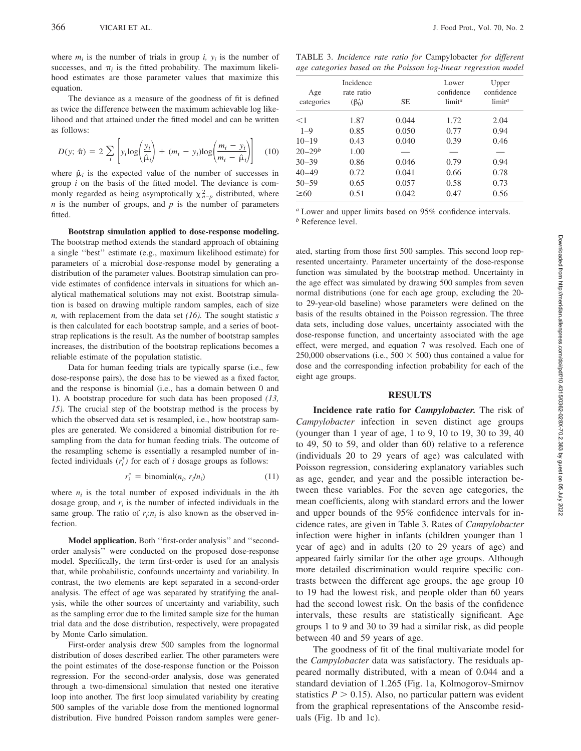where $m_i$ is the number of trials in group $i$, $y_i$ is the number of successes, and $\pi_i$ is the fitted probability. The maximum likelihood estimates are those parameter values that maximize this equation.

The deviance as a measure of the goodness of fit is defined as twice the difference between the maximum achievable log likelihood and that attained under the fitted model and can be written as follows:

$$D(y; \hat{\pi}) = 2 \sum_i \left[ y_i \log\left(\frac{y_i}{\hat{\mu}_i}\right) + (m_i - y_i)\log\left(\frac{m_i - y_i}{m_i - \hat{\mu}_i}\right) \right] \quad (10)$$

where $\hat{\mu}_i$ is the expected value of the number of successes in group $i$ on the basis of the fitted model. The deviance is commonly regarded as being asymptotically $\chi^2_{n-p}$ distributed, where $n$ is the number of groups, and $p$ is the number of parameters fitted.

**Bootstrap simulation applied to dose-response modeling.** The bootstrap method extends the standard approach of obtaining a single ''best'' estimate (e.g., maximum likelihood estimate) for parameters of a microbial dose-response model by generating a distribution of the parameter values. Bootstrap simulation can provide estimates of confidence intervals in situations for which analytical mathematical solutions may not exist. Bootstrap simulation is based on drawing multiple random samples, each of size $n$, with replacement from the data set *(16)*. The sought statistic $s$ is then calculated for each bootstrap sample, and a series of bootstrap replications is the result. As the number of bootstrap samples increases, the distribution of the bootstrap replications becomes a reliable estimate of the population statistic.

Data for human feeding trials are typically sparse (i.e., few dose-response pairs), the dose has to be viewed as a fixed factor, and the response is binomial (i.e., has a domain between 0 and 1). A bootstrap procedure for such data has been proposed *(13, 15)*. The crucial step of the bootstrap method is the process by which the observed data set is resampled, i.e., how bootstrap samples are generated. We considered a binomial distribution for resampling from the data for human feeding trials. The outcome of the resampling scheme is essentially a resampled number of infected individuals ($r_i^*$) for each of $i$ dosage groups as follows:

$$r_i^* = \text{binomial}(n_i, r_i/n_i) \quad (11)$$

where $n_i$ is the total number of exposed individuals in the $i$th dosage group, and $r_i$ is the number of infected individuals in the same group. The ratio of $r_i$:$n_i$ is also known as the observed infection.

**Model application.** Both ''first-order analysis'' and ''second-order analysis'' were conducted on the proposed dose-response model. Specifically, the term first-order is used for an analysis that, while probabilistic, confounds uncertainty and variability. In contrast, the two elements are kept separated in a second-order analysis. The effect of age was separated by stratifying the analysis, while the other sources of uncertainty and variability, such as the sampling error due to the limited sample size for the human trial data and the dose distribution, respectively, were propagated by Monte Carlo simulation.

First-order analysis drew 500 samples from the lognormal distribution of doses described earlier. The other parameters were the point estimates of the dose-response function or the Poisson regression. For the second-order analysis, dose was generated through a two-dimensional simulation that nested one iterative loop into another. The first loop simulated variability by creating 500 samples of the variable dose from the mentioned lognormal distribution. Five hundred Poisson random samples were generated, starting from those first 500 samples. This second loop represented uncertainty. Parameter uncertainty of the dose-response function was simulated by the bootstrap method. Uncertainty in the age effect was simulated by drawing 500 samples from seven normal distributions (one for each age group, excluding the 20- to 29-year-old baseline) whose parameters were defined on the basis of the results obtained in the Poisson regression. The three data sets, including dose values, uncertainty associated with the dose-response function, and uncertainty associated with the age effect, were merged, and equation 7 was resolved. Each one of 250,000 observations (i.e., 500 × 500) thus contained a value for dose and the corresponding infection probability for each of the eight age groups.

TABLE 3. *Incidence rate ratio for* Campylobacter *for different age categories based on the Poisson log-linear regression model*

| Age categories | Incidence rate ratio ($\beta_0'$) | SE | Lower confidence limit[a] | Upper confidence limit[a] |
|---|---|---|---|---|
| <1 | 1.87 | 0.044 | 1.72 | 2.04 |
| 1–9 | 0.85 | 0.050 | 0.77 | 0.94 |
| 10–19 | 0.43 | 0.040 | 0.39 | 0.46 |
| 20–29[b] | 1.00 | — | — | — |
| 30–39 | 0.86 | 0.046 | 0.79 | 0.94 |
| 40–49 | 0.72 | 0.041 | 0.66 | 0.78 |
| 50–59 | 0.65 | 0.057 | 0.58 | 0.73 |
| ≥60 | 0.51 | 0.042 | 0.47 | 0.56 |

[a] Lower and upper limits based on 95% confidence intervals.
[b] Reference level.

## RESULTS

**Incidence rate ratio for *Campylobacter*.** The risk of *Campylobacter* infection in seven distinct age groups (younger than 1 year of age, 1 to 9, 10 to 19, 30 to 39, 40 to 49, 50 to 59, and older than 60) relative to a reference (individuals 20 to 29 years of age) was calculated with Poisson regression, considering explanatory variables such as age, gender, and year and the possible interaction between these variables. For the seven age categories, the mean coefficients, along with standard errors and the lower and upper bounds of the 95% confidence intervals for incidence rates, are given in Table 3. Rates of *Campylobacter* infection were higher in infants (children younger than 1 year of age) and in adults (20 to 29 years of age) and appeared fairly similar for the other age groups. Although more detailed discrimination would require specific contrasts between the different age groups, the age group 10 to 19 had the lowest risk, and people older than 60 years had the second lowest risk. On the basis of the confidence intervals, these results are statistically significant. Age groups 1 to 9 and 30 to 39 had a similar risk, as did people between 40 and 59 years of age.

The goodness of fit of the final multivariate model for the *Campylobacter* data was satisfactory. The residuals appeared normally distributed, with a mean of 0.044 and a standard deviation of 1.265 (Fig. 1a, Kolmogorov-Smirnov statistics $P > 0.15$). Also, no particular pattern was evident from the graphical representations of the Anscombe residuals (Fig. 1b and 1c).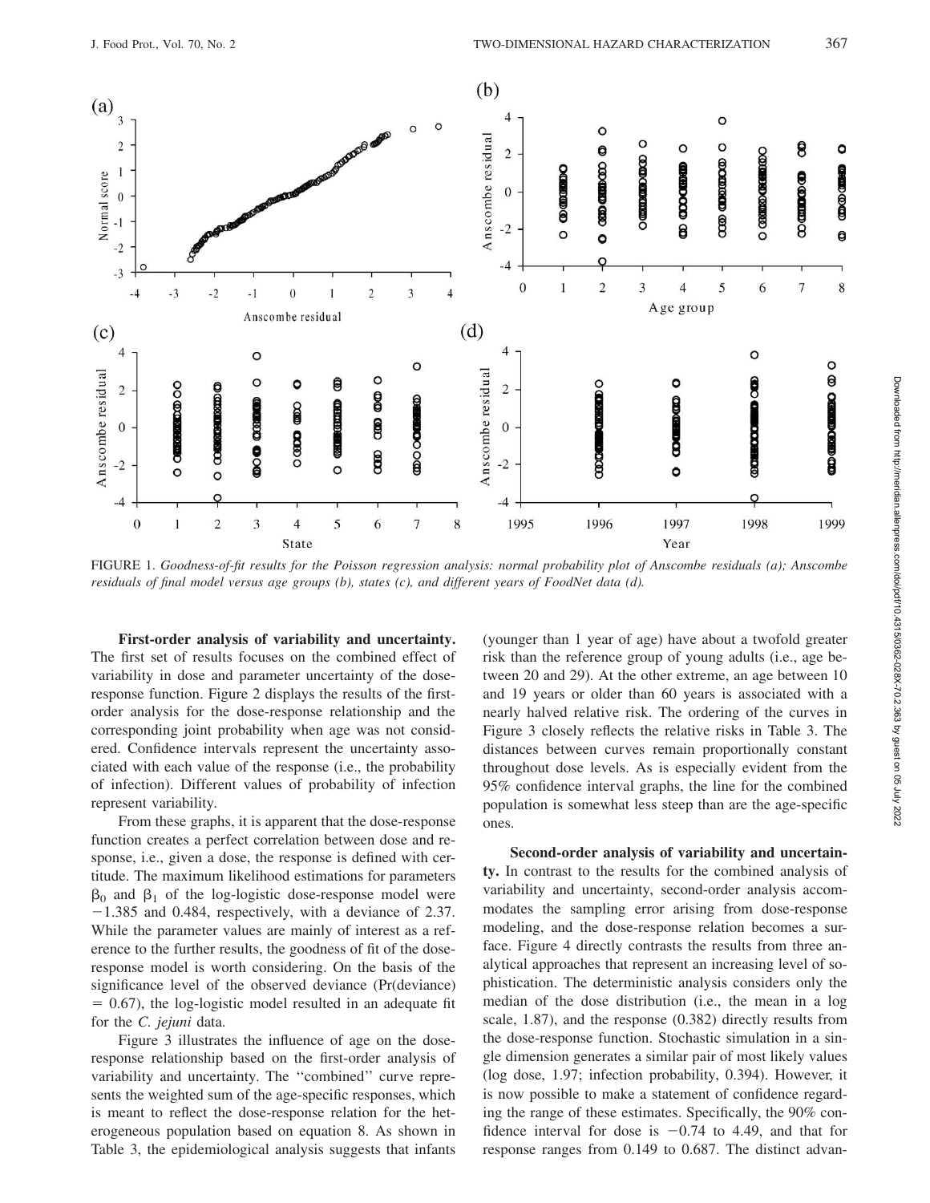FIGURE 1. *Goodness-of-fit results for the Poisson regression analysis: normal probability plot of Anscombe residuals (a); Anscombe residuals of final model versus age groups (b), states (c), and different years of FoodNet data (d).*

**First-order analysis of variability and uncertainty.** The first set of results focuses on the combined effect of variability in dose and parameter uncertainty of the dose-response function. Figure 2 displays the results of the first-order analysis for the dose-response relationship and the corresponding joint probability when age was not considered. Confidence intervals represent the uncertainty associated with each value of the response (i.e., the probability of infection). Different values of probability of infection represent variability.

From these graphs, it is apparent that the dose-response function creates a perfect correlation between dose and response, i.e., given a dose, the response is defined with certitude. The maximum likelihood estimations for parameters $\beta_0$ and $\beta_1$ of the log-logistic dose-response model were $-1.385$ and 0.484, respectively, with a deviance of 2.37. While the parameter values are mainly of interest as a reference to the further results, the goodness of fit of the dose-response model is worth considering. On the basis of the significance level of the observed deviance (Pr(deviance) = 0.67), the log-logistic model resulted in an adequate fit for the *C. jejuni* data.

Figure 3 illustrates the influence of age on the dose-response relationship based on the first-order analysis of variability and uncertainty. The "combined" curve represents the weighted sum of the age-specific responses, which is meant to reflect the dose-response relation for the heterogeneous population based on equation 8. As shown in Table 3, the epidemiological analysis suggests that infants (younger than 1 year of age) have about a twofold greater risk than the reference group of young adults (i.e., age between 20 and 29). At the other extreme, an age between 10 and 19 years or older than 60 years is associated with a nearly halved relative risk. The ordering of the curves in Figure 3 closely reflects the relative risks in Table 3. The distances between curves remain proportionally constant throughout dose levels. As is especially evident from the 95% confidence interval graphs, the line for the combined population is somewhat less steep than are the age-specific ones.

**Second-order analysis of variability and uncertainty.** In contrast to the results for the combined analysis of variability and uncertainty, second-order analysis accommodates the sampling error arising from dose-response modeling, and the dose-response relation becomes a surface. Figure 4 directly contrasts the results from three analytical approaches that represent an increasing level of sophistication. The deterministic analysis considers only the median of the dose distribution (i.e., the mean in a log scale, 1.87), and the response (0.382) directly results from the dose-response function. Stochastic simulation in a single dimension generates a similar pair of most likely values (log dose, 1.97; infection probability, 0.394). However, it is now possible to make a statement of confidence regarding the range of these estimates. Specifically, the 90% confidence interval for dose is $-0.74$ to 4.49, and that for response ranges from 0.149 to 0.687. The distinct advan-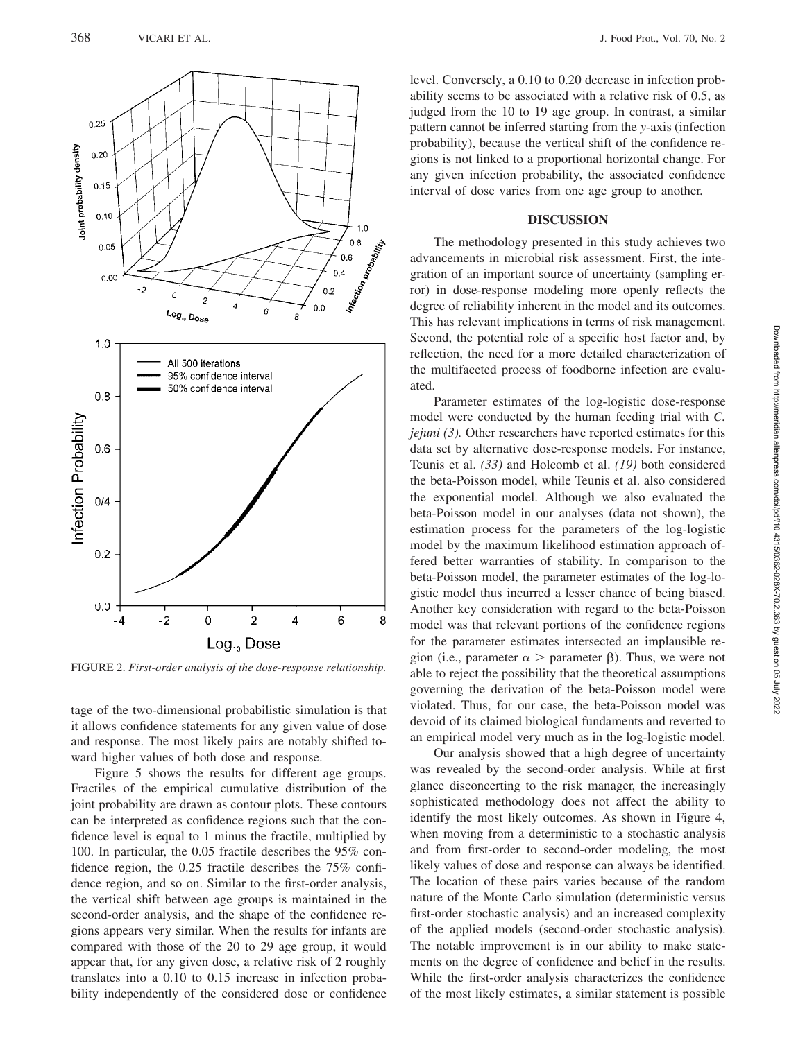Joint probability density

0.25

0.20

0.15

0.10

0.05

0.00

-2 0 2 4 6 8

Log10 Dose

0.0 0.2 0.4 0.6 0.8 1.0

Infection probability

1.0

0.8

0.6

0/4

0.2

0.0

-4 -2 0 2 4 6 8

Infection Probability

Log10 Dose

All 500 iterations

95% confidence interval

50% confidence interval

FIGURE 2. *First-order analysis of the dose-response relationship.*

tage of the two-dimensional probabilistic simulation is that it allows confidence statements for any given value of dose and response. The most likely pairs are notably shifted toward higher values of both dose and response.

Figure 5 shows the results for different age groups. Fractiles of the empirical cumulative distribution of the joint probability are drawn as contour plots. These contours can be interpreted as confidence regions such that the confidence level is equal to 1 minus the fractile, multiplied by 100. In particular, the 0.05 fractile describes the 95% confidence region, the 0.25 fractile describes the 75% confidence region, and so on. Similar to the first-order analysis, the vertical shift between age groups is maintained in the second-order analysis, and the shape of the confidence regions appears very similar. When the results for infants are compared with those of the 20 to 29 age group, it would appear that, for any given dose, a relative risk of 2 roughly translates into a 0.10 to 0.15 increase in infection probability independently of the considered dose or confidence level. Conversely, a 0.10 to 0.20 decrease in infection probability seems to be associated with a relative risk of 0.5, as judged from the 10 to 19 age group. In contrast, a similar pattern cannot be inferred starting from the *y*-axis (infection probability), because the vertical shift of the confidence regions is not linked to a proportional horizontal change. For any given infection probability, the associated confidence interval of dose varies from one age group to another.

## DISCUSSION

The methodology presented in this study achieves two advancements in microbial risk assessment. First, the integration of an important source of uncertainty (sampling error) in dose-response modeling more openly reflects the degree of reliability inherent in the model and its outcomes. This has relevant implications in terms of risk management. Second, the potential role of a specific host factor and, by reflection, the need for a more detailed characterization of the multifaceted process of foodborne infection are evaluated.

Parameter estimates of the log-logistic dose-response model were conducted by the human feeding trial with *C. jejuni (3).* Other researchers have reported estimates for this data set by alternative dose-response models. For instance, Teunis et al. *(33)* and Holcomb et al. *(19)* both considered the beta-Poisson model, while Teunis et al. also considered the exponential model. Although we also evaluated the beta-Poisson model in our analyses (data not shown), the estimation process for the parameters of the log-logistic model by the maximum likelihood estimation approach offered better warranties of stability. In comparison to the beta-Poisson model, the parameter estimates of the log-logistic model thus incurred a lesser chance of being biased. Another key consideration with regard to the beta-Poisson model was that relevant portions of the confidence regions for the parameter estimates intersected an implausible region (i.e., parameter $\alpha >$ parameter $\beta$). Thus, we were not able to reject the possibility that the theoretical assumptions governing the derivation of the beta-Poisson model were violated. Thus, for our case, the beta-Poisson model was devoid of its claimed biological fundaments and reverted to an empirical model very much as in the log-logistic model.

Our analysis showed that a high degree of uncertainty was revealed by the second-order analysis. While at first glance disconcerting to the risk manager, the increasingly sophisticated methodology does not affect the ability to identify the most likely outcomes. As shown in Figure 4, when moving from a deterministic to a stochastic analysis and from first-order to second-order modeling, the most likely values of dose and response can always be identified. The location of these pairs varies because of the random nature of the Monte Carlo simulation (deterministic versus first-order stochastic analysis) and an increased complexity of the applied models (second-order stochastic analysis). The notable improvement is in our ability to make statements on the degree of confidence and belief in the results. While the first-order analysis characterizes the confidence of the most likely estimates, a similar statement is possible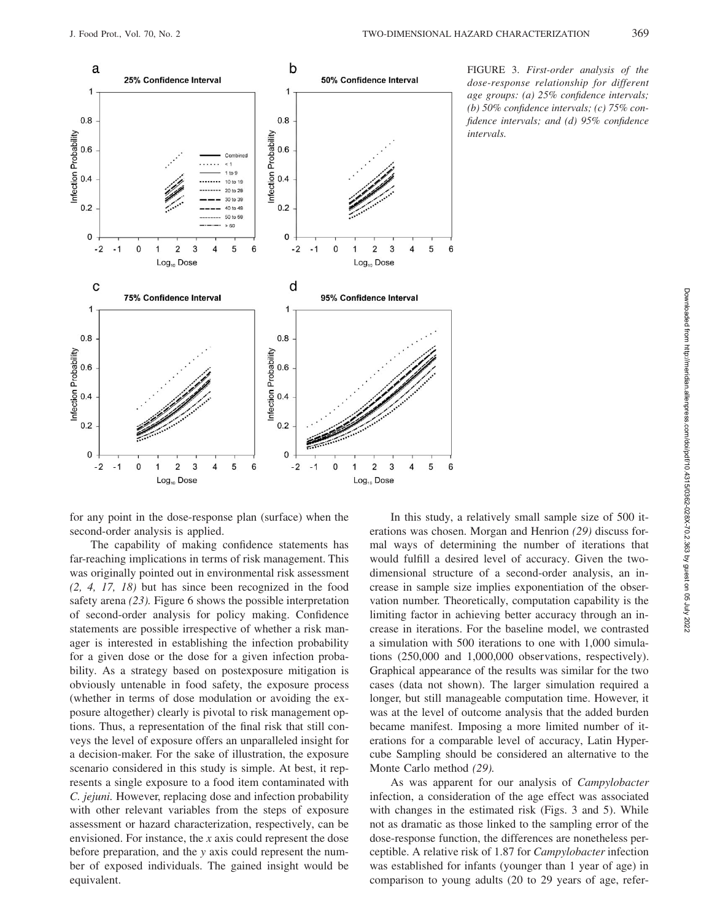FIGURE 3. *First-order analysis of the dose-response relationship for different age groups: (a) 25% confidence intervals; (b) 50% confidence intervals; (c) 75% confidence intervals; and (d) 95% confidence intervals.*

for any point in the dose-response plan (surface) when the second-order analysis is applied.

The capability of making confidence statements has far-reaching implications in terms of risk management. This was originally pointed out in environmental risk assessment *(2, 4, 17, 18)* but has since been recognized in the food safety arena *(23)*. Figure 6 shows the possible interpretation of second-order analysis for policy making. Confidence statements are possible irrespective of whether a risk manager is interested in establishing the infection probability for a given dose or the dose for a given infection probability. As a strategy based on postexposure mitigation is obviously untenable in food safety, the exposure process (whether in terms of dose modulation or avoiding the exposure altogether) clearly is pivotal to risk management options. Thus, a representation of the final risk that still conveys the level of exposure offers an unparalleled insight for a decision-maker. For the sake of illustration, the exposure scenario considered in this study is simple. At best, it represents a single exposure to a food item contaminated with *C. jejuni*. However, replacing dose and infection probability with other relevant variables from the steps of exposure assessment or hazard characterization, respectively, can be envisioned. For instance, the *x* axis could represent the dose before preparation, and the *y* axis could represent the number of exposed individuals. The gained insight would be equivalent.

In this study, a relatively small sample size of 500 iterations was chosen. Morgan and Henrion *(29)* discuss formal ways of determining the number of iterations that would fulfill a desired level of accuracy. Given the two-dimensional structure of a second-order analysis, an increase in sample size implies exponentiation of the observation number. Theoretically, computation capability is the limiting factor in achieving better accuracy through an increase in iterations. For the baseline model, we contrasted a simulation with 500 iterations to one with 1,000 simulations (250,000 and 1,000,000 observations, respectively). Graphical appearance of the results was similar for the two cases (data not shown). The larger simulation required a longer, but still manageable computation time. However, it was at the level of outcome analysis that the added burden became manifest. Imposing a more limited number of iterations for a comparable level of accuracy, Latin Hypercube Sampling should be considered an alternative to the Monte Carlo method *(29)*.

As was apparent for our analysis of *Campylobacter* infection, a consideration of the age effect was associated with changes in the estimated risk (Figs. 3 and 5). While not as dramatic as those linked to the sampling error of the dose-response function, the differences are nonetheless perceptible. A relative risk of 1.87 for *Campylobacter* infection was established for infants (younger than 1 year of age) in comparison to young adults (20 to 29 years of age, refer-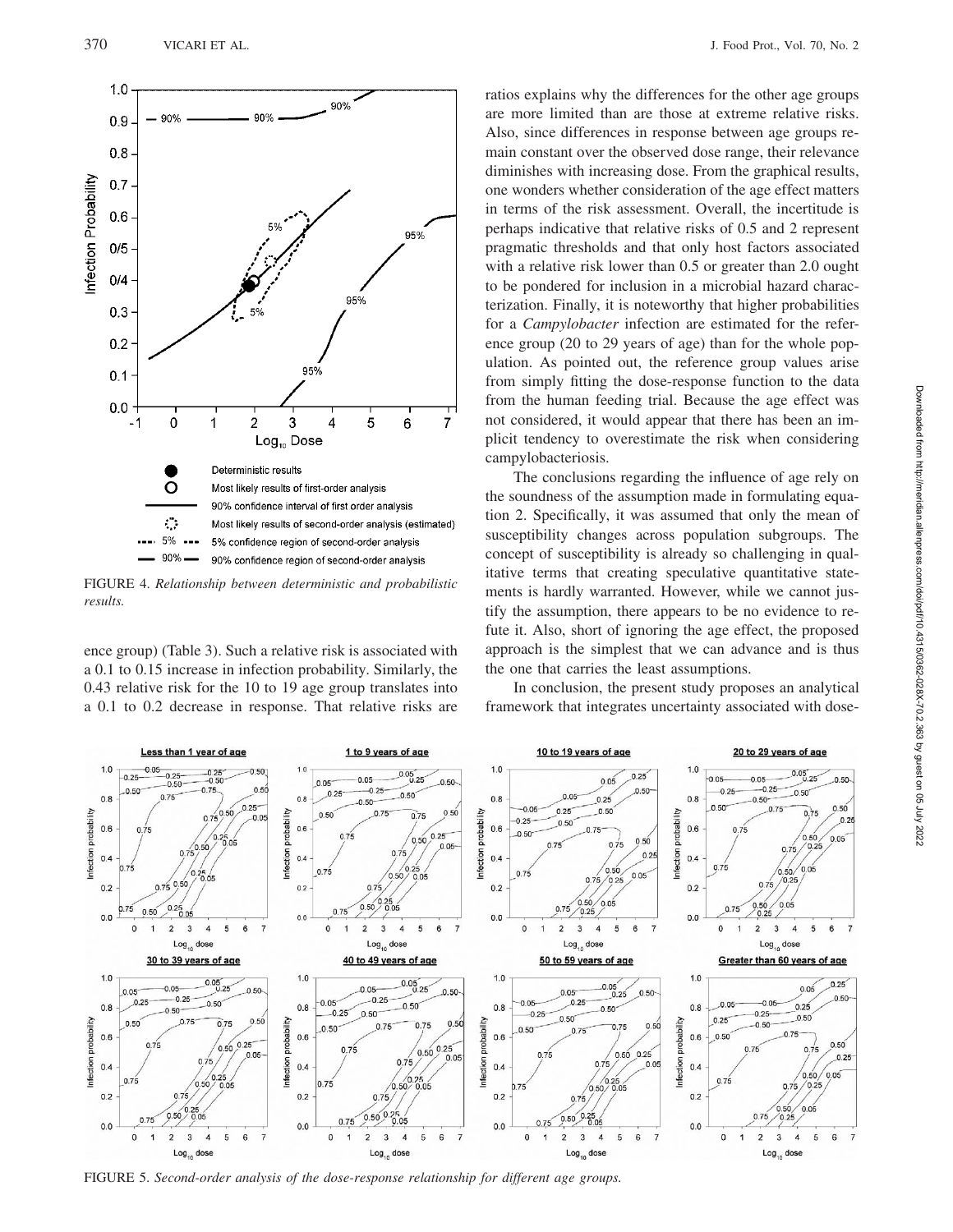FIGURE 4. *Relationship between deterministic and probabilistic results.*

ence group) (Table 3). Such a relative risk is associated with a 0.1 to 0.15 increase in infection probability. Similarly, the 0.43 relative risk for the 10 to 19 age group translates into a 0.1 to 0.2 decrease in response. That relative risks are ratios explains why the differences for the other age groups are more limited than are those at extreme relative risks. Also, since differences in response between age groups remain constant over the observed dose range, their relevance diminishes with increasing dose. From the graphical results, one wonders whether consideration of the age effect matters in terms of the risk assessment. Overall, the incertitude is perhaps indicative that relative risks of 0.5 and 2 represent pragmatic thresholds and that only host factors associated with a relative risk lower than 0.5 or greater than 2.0 ought to be pondered for inclusion in a microbial hazard characterization. Finally, it is noteworthy that higher probabilities for a *Campylobacter* infection are estimated for the reference group (20 to 29 years of age) than for the whole population. As pointed out, the reference group values arise from simply fitting the dose-response function to the data from the human feeding trial. Because the age effect was not considered, it would appear that there has been an implicit tendency to overestimate the risk when considering campylobacteriosis.

The conclusions regarding the influence of age rely on the soundness of the assumption made in formulating equation 2. Specifically, it was assumed that only the mean of susceptibility changes across population subgroups. The concept of susceptibility is already so challenging in qualitative terms that creating speculative quantitative statements is hardly warranted. However, while we cannot justify the assumption, there appears to be no evidence to refute it. Also, short of ignoring the age effect, the proposed approach is the simplest that we can advance and is thus the one that carries the least assumptions.

In conclusion, the present study proposes an analytical framework that integrates uncertainty associated with dose-

FIGURE 5. *Second-order analysis of the dose-response relationship for different age groups.*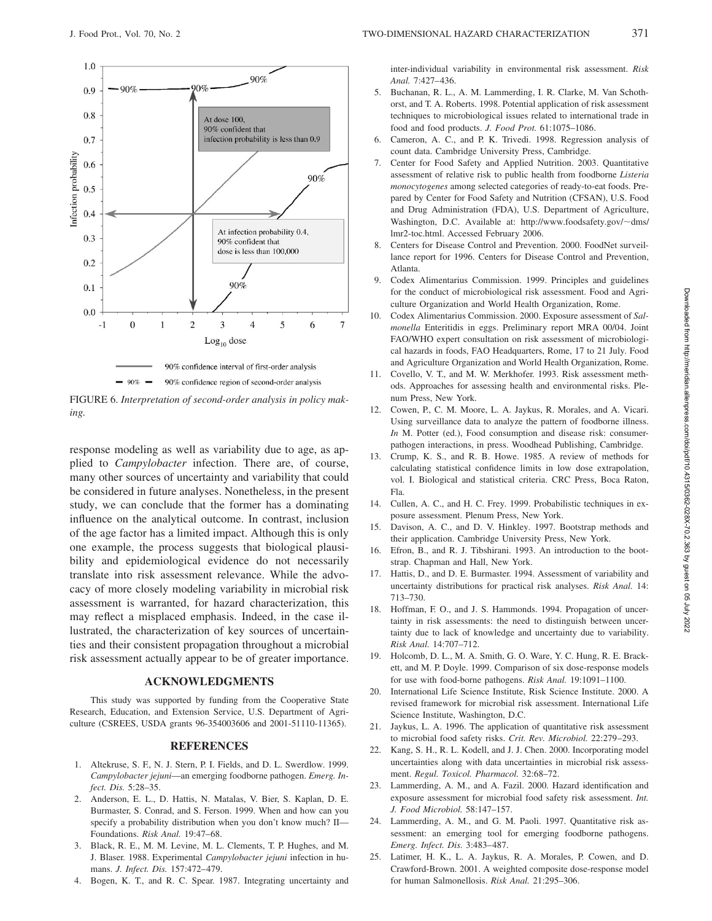FIGURE 6. *Interpretation of second-order analysis in policy making.*

response modeling as well as variability due to age, as applied to *Campylobacter* infection. There are, of course, many other sources of uncertainty and variability that could be considered in future analyses. Nonetheless, in the present study, we can conclude that the former has a dominating influence on the analytical outcome. In contrast, inclusion of the age factor has a limited impact. Although this is only one example, the process suggests that biological plausibility and epidemiological evidence do not necessarily translate into risk assessment relevance. While the advocacy of more closely modeling variability in microbial risk assessment is warranted, for hazard characterization, this may reflect a misplaced emphasis. Indeed, in the case illustrated, the characterization of key sources of uncertainties and their consistent propagation throughout a microbial risk assessment actually appear to be of greater importance.

## ACKNOWLEDGMENTS

This study was supported by funding from the Cooperative State Research, Education, and Extension Service, U.S. Department of Agriculture (CSREES, USDA grants 96-354003606 and 2001-51110-11365).

## REFERENCES

1. Altekruse, S. F., N. J. Stern, P. I. Fields, and D. L. Swerdlow. 1999. *Campylobacter jejuni*—an emerging foodborne pathogen. *Emerg. Infect. Dis.* 5:28–35.
2. Anderson, E. L., D. Hattis, N. Matalas, V. Bier, S. Kaplan, D. E. Burmaster, S. Conrad, and S. Ferson. 1999. When and how can you specify a probability distribution when you don't know much? II—Foundations. *Risk Anal.* 19:47–68.
3. Black, R. E., M. M. Levine, M. L. Clements, T. P. Hughes, and M. J. Blaser. 1988. Experimental *Campylobacter jejuni* infection in humans. *J. Infect. Dis.* 157:472–479.
4. Bogen, K. T., and R. C. Spear. 1987. Integrating uncertainty and inter-individual variability in environmental risk assessment. *Risk Anal.* 7:427–436.
5. Buchanan, R. L., A. M. Lammerding, I. R. Clarke, M. Van Schothorst, and T. A. Roberts. 1998. Potential application of risk assessment techniques to microbiological issues related to international trade in food and food products. *J. Food Prot.* 61:1075–1086.
6. Cameron, A. C., and P. K. Trivedi. 1998. Regression analysis of count data. Cambridge University Press, Cambridge.
7. Center for Food Safety and Applied Nutrition. 2003. Quantitative assessment of relative risk to public health from foodborne *Listeria monocytogenes* among selected categories of ready-to-eat foods. Prepared by Center for Food Safety and Nutrition (CFSAN), U.S. Food and Drug Administration (FDA), U.S. Department of Agriculture, Washington, D.C. Available at: http://www.foodsafety.gov/~dms/lmr2-toc.html. Accessed February 2006.
8. Centers for Disease Control and Prevention. 2000. FoodNet surveillance report for 1996. Centers for Disease Control and Prevention, Atlanta.
9. Codex Alimentarius Commission. 1999. Principles and guidelines for the conduct of microbiological risk assessment. Food and Agriculture Organization and World Health Organization, Rome.
10. Codex Alimentarius Commission. 2000. Exposure assessment of *Salmonella* Enteritidis in eggs. Preliminary report MRA 00/04. Joint FAO/WHO expert consultation on risk assessment of microbiological hazards in foods, FAO Headquarters, Rome, 17 to 21 July. Food and Agriculture Organization and World Health Organization, Rome.
11. Covello, V. T., and M. W. Merkhofer. 1993. Risk assessment methods. Approaches for assessing health and environmental risks. Plenum Press, New York.
12. Cowen, P., C. M. Moore, L. A. Jaykus, R. Morales, and A. Vicari. Using surveillance data to analyze the pattern of foodborne illness. *In* M. Potter (ed.), Food consumption and disease risk: consumer-pathogen interactions, in press. Woodhead Publishing, Cambridge.
13. Crump, K. S., and R. B. Howe. 1985. A review of methods for calculating statistical confidence limits in low dose extrapolation, vol. I. Biological and statistical criteria. CRC Press, Boca Raton, Fla.
14. Cullen, A. C., and H. C. Frey. 1999. Probabilistic techniques in exposure assessment. Plenum Press, New York.
15. Davison, A. C., and D. V. Hinkley. 1997. Bootstrap methods and their application. Cambridge University Press, New York.
16. Efron, B., and R. J. Tibshirani. 1993. An introduction to the bootstrap. Chapman and Hall, New York.
17. Hattis, D., and D. E. Burmaster. 1994. Assessment of variability and uncertainty distributions for practical risk analyses. *Risk Anal.* 14:713–730.
18. Hoffman, F. O., and J. S. Hammonds. 1994. Propagation of uncertainty in risk assessments: the need to distinguish between uncertainty due to lack of knowledge and uncertainty due to variability. *Risk Anal.* 14:707–712.
19. Holcomb, D. L., M. A. Smith, G. O. Ware, Y. C. Hung, R. E. Brackett, and M. P. Doyle. 1999. Comparison of six dose-response models for use with food-borne pathogens. *Risk Anal.* 19:1091–1100.
20. International Life Science Institute, Risk Science Institute. 2000. A revised framework for microbial risk assessment. International Life Science Institute, Washington, D.C.
21. Jaykus, L. A. 1996. The application of quantitative risk assessment to microbial food safety risks. *Crit. Rev. Microbiol.* 22:279–293.
22. Kang, S. H., R. L. Kodell, and J. J. Chen. 2000. Incorporating model uncertainties along with data uncertainties in microbial risk assessment. *Regul. Toxicol. Pharmacol.* 32:68–72.
23. Lammerding, A. M., and A. Fazil. 2000. Hazard identification and exposure assessment for microbial food safety risk assessment. *Int. J. Food Microbiol.* 58:147–157.
24. Lammerding, A. M., and G. M. Paoli. 1997. Quantitative risk assessment: an emerging tool for emerging foodborne pathogens. *Emerg. Infect. Dis.* 3:483–487.
25. Latimer, H. K., L. A. Jaykus, R. A. Morales, P. Cowen, and D. Crawford-Brown. 2001. A weighted composite dose-response model for human Salmonellosis. *Risk Anal.* 21:295–306.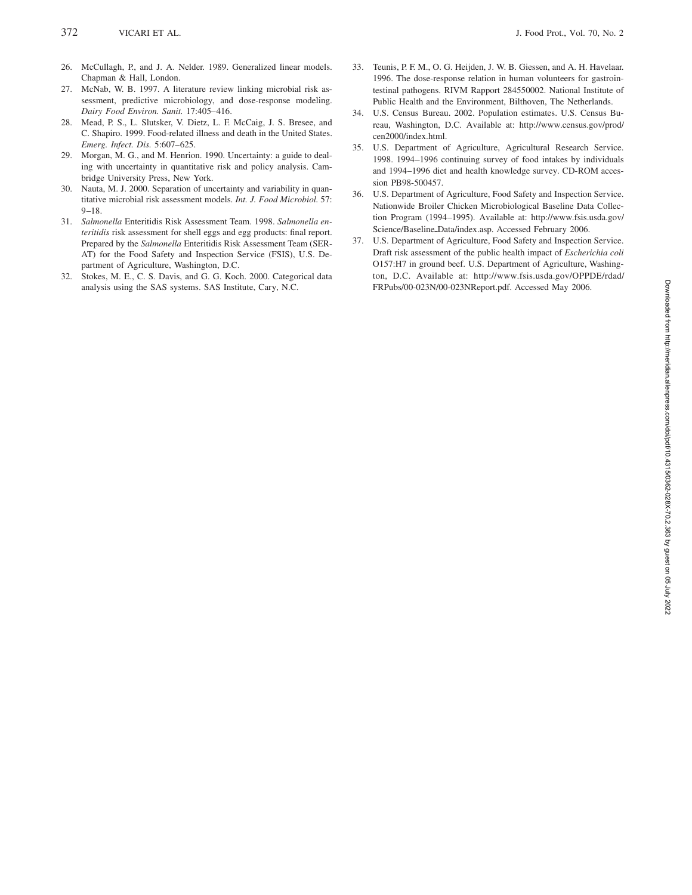26. McCullagh, P., and J. A. Nelder. 1989. Generalized linear models. Chapman & Hall, London.
27. McNab, W. B. 1997. A literature review linking microbial risk assessment, predictive microbiology, and dose-response modeling. *Dairy Food Environ. Sanit.* 17:405–416.
28. Mead, P. S., L. Slutsker, V. Dietz, L. F. McCaig, J. S. Bresee, and C. Shapiro. 1999. Food-related illness and death in the United States. *Emerg. Infect. Dis.* 5:607–625.
29. Morgan, M. G., and M. Henrion. 1990. Uncertainty: a guide to dealing with uncertainty in quantitative risk and policy analysis. Cambridge University Press, New York.
30. Nauta, M. J. 2000. Separation of uncertainty and variability in quantitative microbial risk assessment models. *Int. J. Food Microbiol.* 57:9–18.
31. *Salmonella* Enteritidis Risk Assessment Team. 1998. *Salmonella enteritidis* risk assessment for shell eggs and egg products: final report. Prepared by the *Salmonella* Enteritidis Risk Assessment Team (SERAT) for the Food Safety and Inspection Service (FSIS), U.S. Department of Agriculture, Washington, D.C.
32. Stokes, M. E., C. S. Davis, and G. G. Koch. 2000. Categorical data analysis using the SAS systems. SAS Institute, Cary, N.C.
33. Teunis, P. F. M., O. G. Heijden, J. W. B. Giessen, and A. H. Havelaar. 1996. The dose-response relation in human volunteers for gastrointestinal pathogens. RIVM Rapport 284550002. National Institute of Public Health and the Environment, Bilthoven, The Netherlands.
34. U.S. Census Bureau. 2002. Population estimates. U.S. Census Bureau, Washington, D.C. Available at: http://www.census.gov/prod/cen2000/index.html.
35. U.S. Department of Agriculture, Agricultural Research Service. 1998. 1994–1996 continuing survey of food intakes by individuals and 1994–1996 diet and health knowledge survey. CD-ROM accession PB98-500457.
36. U.S. Department of Agriculture, Food Safety and Inspection Service. Nationwide Broiler Chicken Microbiological Baseline Data Collection Program (1994–1995). Available at: http://www.fsis.usda.gov/Science/Baseline_Data/index.asp. Accessed February 2006.
37. U.S. Department of Agriculture, Food Safety and Inspection Service. Draft risk assessment of the public health impact of *Escherichia coli* O157:H7 in ground beef. U.S. Department of Agriculture, Washington, D.C. Available at: http://www.fsis.usda.gov/OPPDE/rdad/FRPubs/00-023N/00-023NReport.pdf. Accessed May 2006.